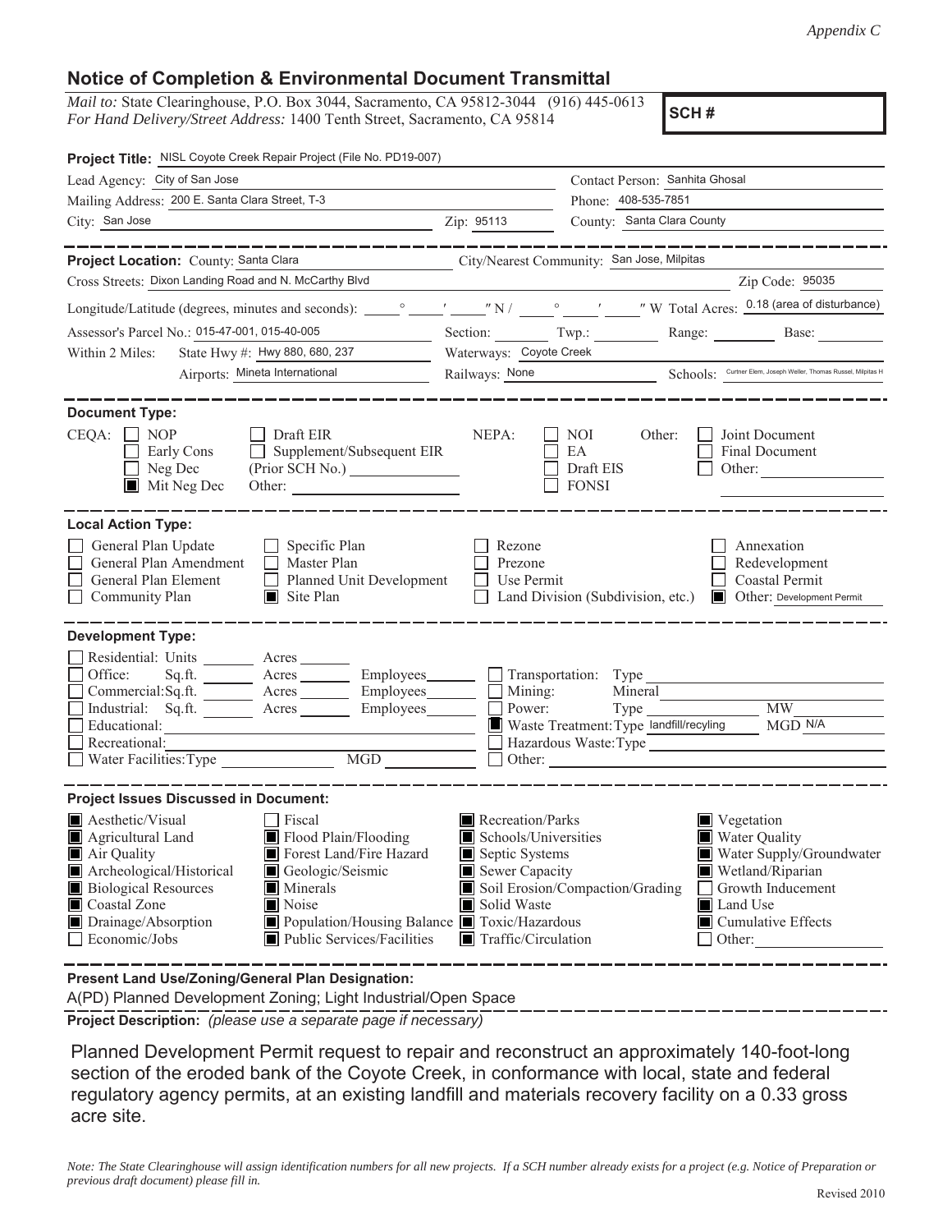*Appendix C*

## Notice of Completion & Environmental Document Transmittal

*Mail to:* State Clearinghouse, P.O. Box 3044, Sacramento, CA 95812-3044 (916) 445-0613
*For Hand Delivery/Street Address:* 1400 Tenth Street, Sacramento, CA 95814

**SCH #**

**Project Title:** NISL Coyote Creek Repair Project (File No. PD19-007)

Lead Agency: City of San Jose
Contact Person: Sanhita Ghosal
Mailing Address: 200 E. Santa Clara Street, T-3
Phone: 408-535-7851
City: San Jose
Zip: 95113
County: Santa Clara County

---

**Project Location:** County: Santa Clara
City/Nearest Community: San Jose, Milpitas
Cross Streets: Dixon Landing Road and N. McCarthy Blvd
Zip Code: 95035
Longitude/Latitude (degrees, minutes and seconds): ___° ___′ ___″ N / ___° ___′ ___″ W
Total Acres: 0.18 (area of disturbance)
Assessor's Parcel No.: 015-47-001, 015-40-005
Section: ___ Twp.: ___ Range: ___ Base: ___
Within 2 Miles: State Hwy #: Hwy 880, 680, 237
Waterways: Coyote Creek
Airports: Mineta International
Railways: None
Schools: Curtner Elem, Joseph Weller, Thomas Russel, Milpitas H

---

**Document Type:**

CEQA:
- ☐ NOP
- ☐ Early Cons
- ☐ Neg Dec
- ■ Mit Neg Dec
- ☐ Draft EIR
- ☐ Supplement/Subsequent EIR (Prior SCH No.) ______
- Other: ______

NEPA:
- ☐ NOI
- ☐ EA
- ☐ Draft EIS
- ☐ FONSI

Other:
- ☐ Joint Document
- ☐ Final Document
- ☐ Other: ______

---

**Local Action Type:**

- ☐ General Plan Update
- ☐ General Plan Amendment
- ☐ General Plan Element
- ☐ Community Plan
- ☐ Specific Plan
- ☐ Master Plan
- ☐ Planned Unit Development
- ■ Site Plan
- ☐ Rezone
- ☐ Prezone
- ☐ Use Permit
- ☐ Land Division (Subdivision, etc.)
- ☐ Annexation
- ☐ Redevelopment
- ☐ Coastal Permit
- ■ Other: Development Permit

---

**Development Type:**

- ☐ Residential: Units ______ Acres ______
- ☐ Office: Sq.ft. ______ Acres ______ Employees ______
- ☐ Commercial: Sq.ft. ______ Acres ______ Employees ______
- ☐ Industrial: Sq.ft. ______ Acres ______ Employees ______
- ☐ Educational: ______
- ☐ Recreational: ______
- ☐ Water Facilities: Type ______ MGD ______
- ☐ Transportation: Type ______
- ☐ Mining: Mineral ______
- ☐ Power: Type ______ MW ______
- ■ Waste Treatment: Type landfill/recyling MGD N/A
- ☐ Hazardous Waste: Type ______
- ☐ Other: ______

---

**Project Issues Discussed in Document:**

- ■ Aesthetic/Visual
- ■ Agricultural Land
- ■ Air Quality
- ■ Archeological/Historical
- ■ Biological Resources
- ■ Coastal Zone
- ■ Drainage/Absorption
- ☐ Economic/Jobs
- ☐ Fiscal
- ■ Flood Plain/Flooding
- ■ Forest Land/Fire Hazard
- ■ Geologic/Seismic
- ■ Minerals
- ■ Noise
- ■ Population/Housing Balance
- ■ Public Services/Facilities
- ■ Recreation/Parks
- ■ Schools/Universities
- ■ Septic Systems
- ■ Sewer Capacity
- ■ Soil Erosion/Compaction/Grading
- ■ Solid Waste
- ■ Toxic/Hazardous
- ■ Traffic/Circulation
- ■ Vegetation
- ■ Water Quality
- ■ Water Supply/Groundwater
- ■ Wetland/Riparian
- ☐ Growth Inducement
- ■ Land Use
- ■ Cumulative Effects
- ☐ Other: ______

---

**Present Land Use/Zoning/General Plan Designation:**

A(PD) Planned Development Zoning; Light Industrial/Open Space

**Project Description:** *(please use a separate page if necessary)*

Planned Development Permit request to repair and reconstruct an approximately 140-foot-long section of the eroded bank of the Coyote Creek, in conformance with local, state and federal regulatory agency permits, at an existing landfill and materials recovery facility on a 0.33 gross acre site.

*Note: The State Clearinghouse will assign identification numbers for all new projects. If a SCH number already exists for a project (e.g. Notice of Preparation or previous draft document) please fill in.*

Revised 2010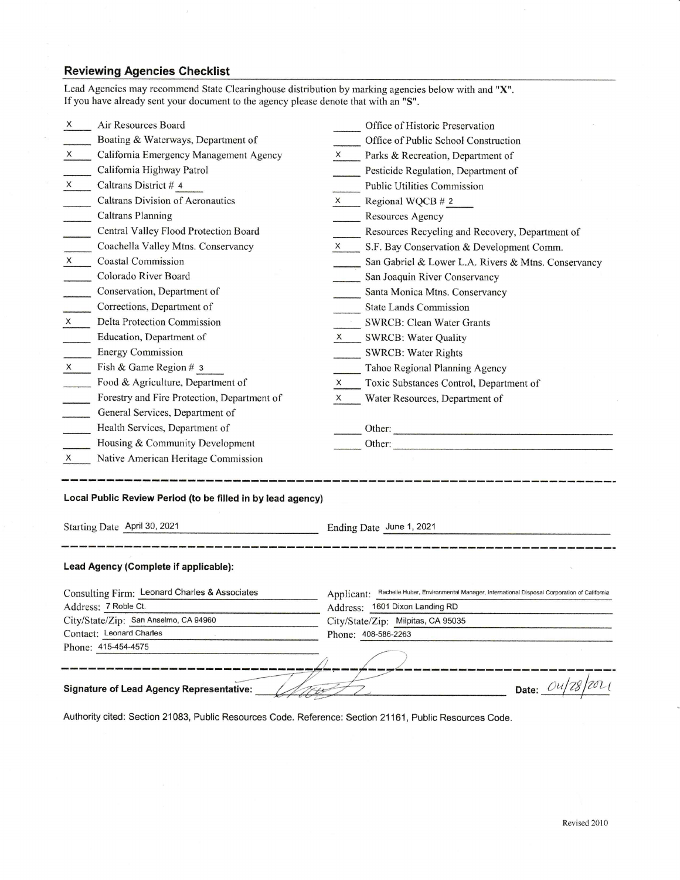## Reviewing Agencies Checklist

Lead Agencies may recommend State Clearinghouse distribution by marking agencies below with and "**X**".
If you have already sent your document to the agency please denote that with an "**S**".

| | | | |
|---|---|---|---|
| X | Air Resources Board | | Office of Historic Preservation |
| | Boating & Waterways, Department of | | Office of Public School Construction |
| X | California Emergency Management Agency | X | Parks & Recreation, Department of |
| | California Highway Patrol | | Pesticide Regulation, Department of |
| X | Caltrans District # 4 | | Public Utilities Commission |
| | Caltrans Division of Aeronautics | X | Regional WQCB # 2 |
| | Caltrans Planning | | Resources Agency |
| | Central Valley Flood Protection Board | | Resources Recycling and Recovery, Department of |
| | Coachella Valley Mtns. Conservancy | X | S.F. Bay Conservation & Development Comm. |
| X | Coastal Commission | | San Gabriel & Lower L.A. Rivers & Mtns. Conservancy |
| | Colorado River Board | | San Joaquin River Conservancy |
| | Conservation, Department of | | Santa Monica Mtns. Conservancy |
| | Corrections, Department of | | State Lands Commission |
| X | Delta Protection Commission | | SWRCB: Clean Water Grants |
| | Education, Department of | X | SWRCB: Water Quality |
| | Energy Commission | | SWRCB: Water Rights |
| X | Fish & Game Region # 3 | | Tahoe Regional Planning Agency |
| | Food & Agriculture, Department of | X | Toxic Substances Control, Department of |
| | Forestry and Fire Protection, Department of | X | Water Resources, Department of |
| | General Services, Department of | | |
| | Health Services, Department of | | Other: |
| | Housing & Community Development | | Other: |
| X | Native American Heritage Commission | | |

---

**Local Public Review Period (to be filled in by lead agency)**

Starting Date April 30, 2021 Ending Date June 1, 2021

---

**Lead Agency (Complete if applicable):**

Consulting Firm: Leonard Charles & Associates
Address: 7 Roble Ct.
City/State/Zip: San Anselmo, CA 94960
Contact: Leonard Charles
Phone: 415-454-4575

Applicant: Rachelle Huber, Environmental Manager, International Disposal Corporation of California
Address: 1601 Dixon Landing RD
City/State/Zip: Milpitas, CA 95035
Phone: 408-586-2263

---

**Signature of Lead Agency Representative:** [signature] **Date:** 04/28/2021

Authority cited: Section 21083, Public Resources Code. Reference: Section 21161, Public Resources Code.

Revised 2010